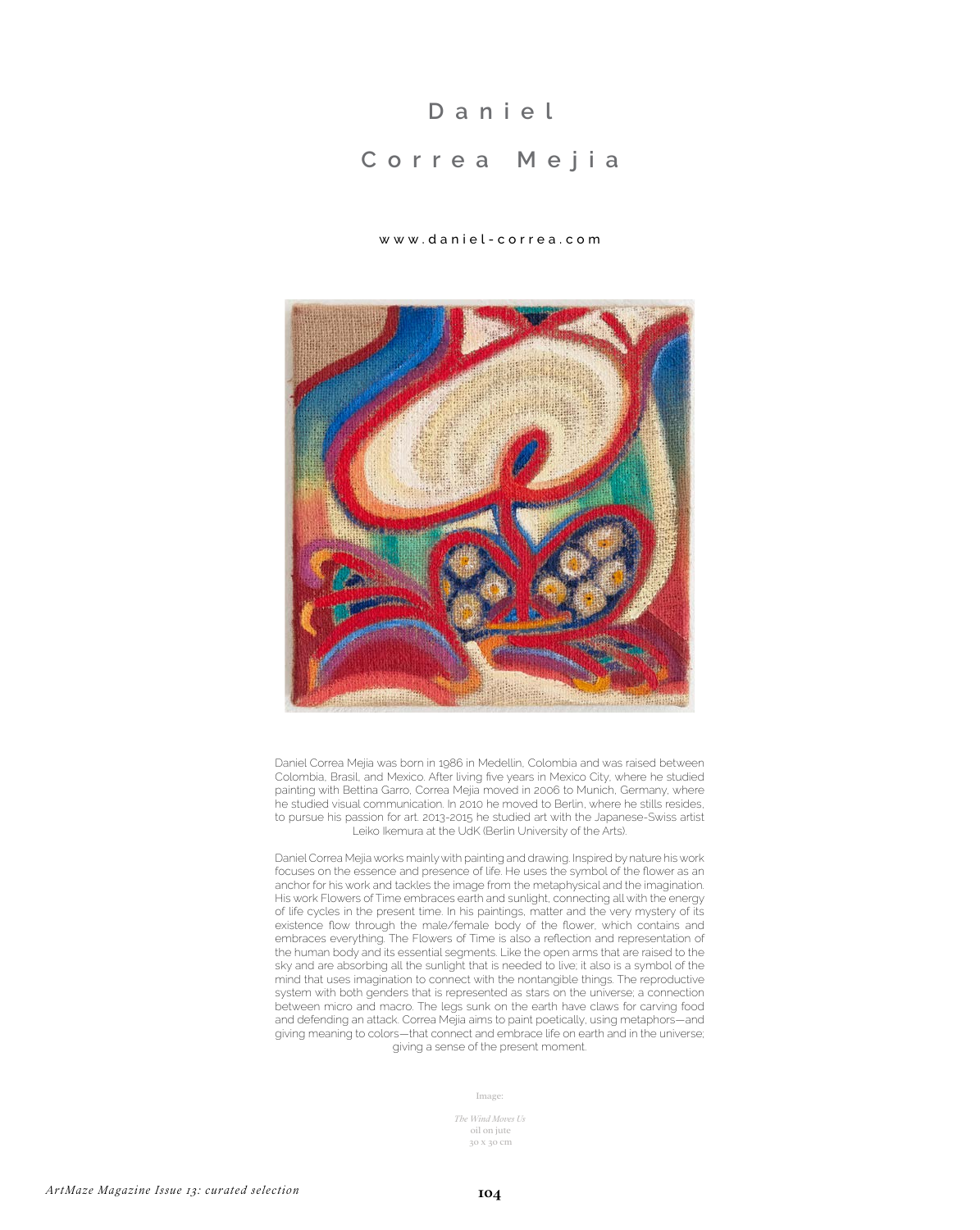# Daniel Correa Mejia

www.daniel-correa.com

Daniel Correa Mejia was born in 1986 in Medellin, Colombia and was raised between Colombia, Brasil, and Mexico. After living five years in Mexico City, where he studied painting with Bettina Garro, Correa Mejia moved in 2006 to Munich, Germany, where he studied visual communication. In 2010 he moved to Berlin, where he stills resides, to pursue his passion for art. 2013-2015 he studied art with the Japanese-Swiss artist Leiko Ikemura at the UdK (Berlin University of the Arts).

Daniel Correa Mejia works mainly with painting and drawing. Inspired by nature his work focuses on the essence and presence of life. He uses the symbol of the flower as an anchor for his work and tackles the image from the metaphysical and the imagination. His work Flowers of Time embraces earth and sunlight, connecting all with the energy of life cycles in the present time. In his paintings, matter and the very mystery of its existence flow through the male/female body of the flower, which contains and embraces everything. The Flowers of Time is also a reflection and representation of the human body and its essential segments. Like the open arms that are raised to the sky and are absorbing all the sunlight that is needed to live; it also is a symbol of the mind that uses imagination to connect with the nontangible things. The reproductive system with both genders that is represented as stars on the universe; a connection between micro and macro. The legs sunk on the earth have claws for carving food and defending an attack. Correa Mejia aims to paint poetically, using metaphors—and giving meaning to colors—that connect and embrace life on earth and in the universe; giving a sense of the present moment.

Image:

*The Wind Moves Us*
oil on jute
30 x 30 cm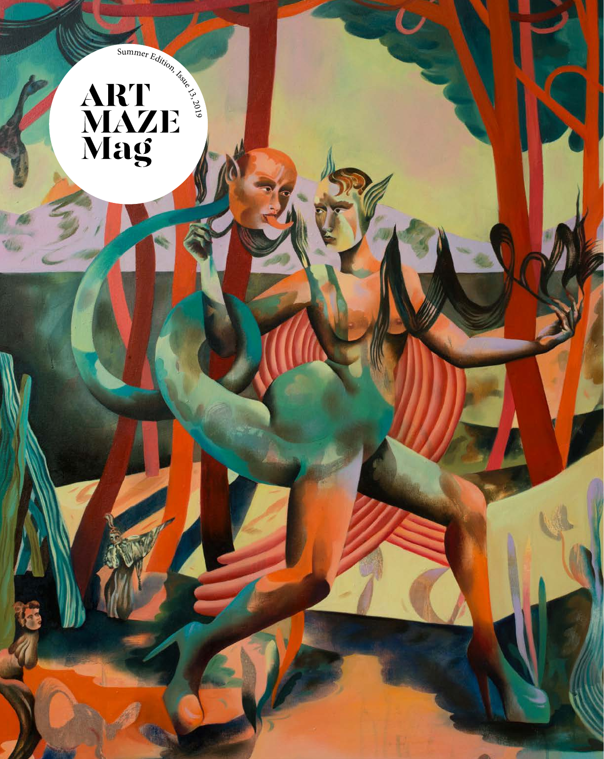Summer Edition, Issue 13, 2019

# ART MAZE Mag